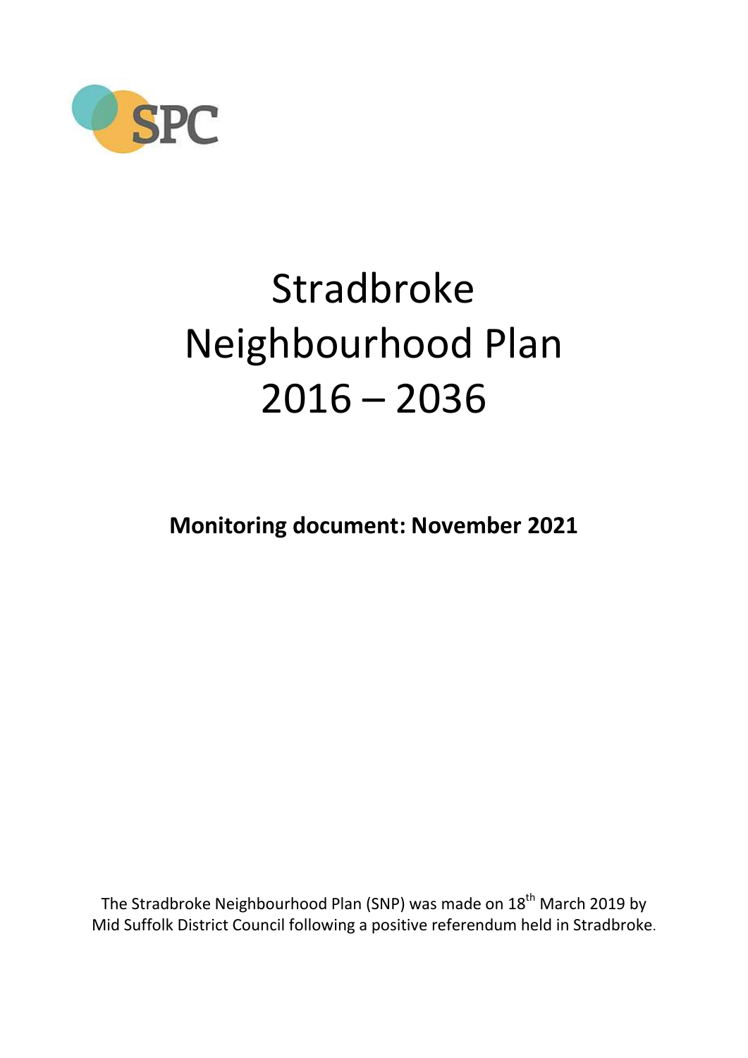SPC

# Stradbroke Neighbourhood Plan 2016 – 2036

**Monitoring document: November 2021**

The Stradbroke Neighbourhood Plan (SNP) was made on 18th March 2019 by Mid Suffolk District Council following a positive referendum held in Stradbroke.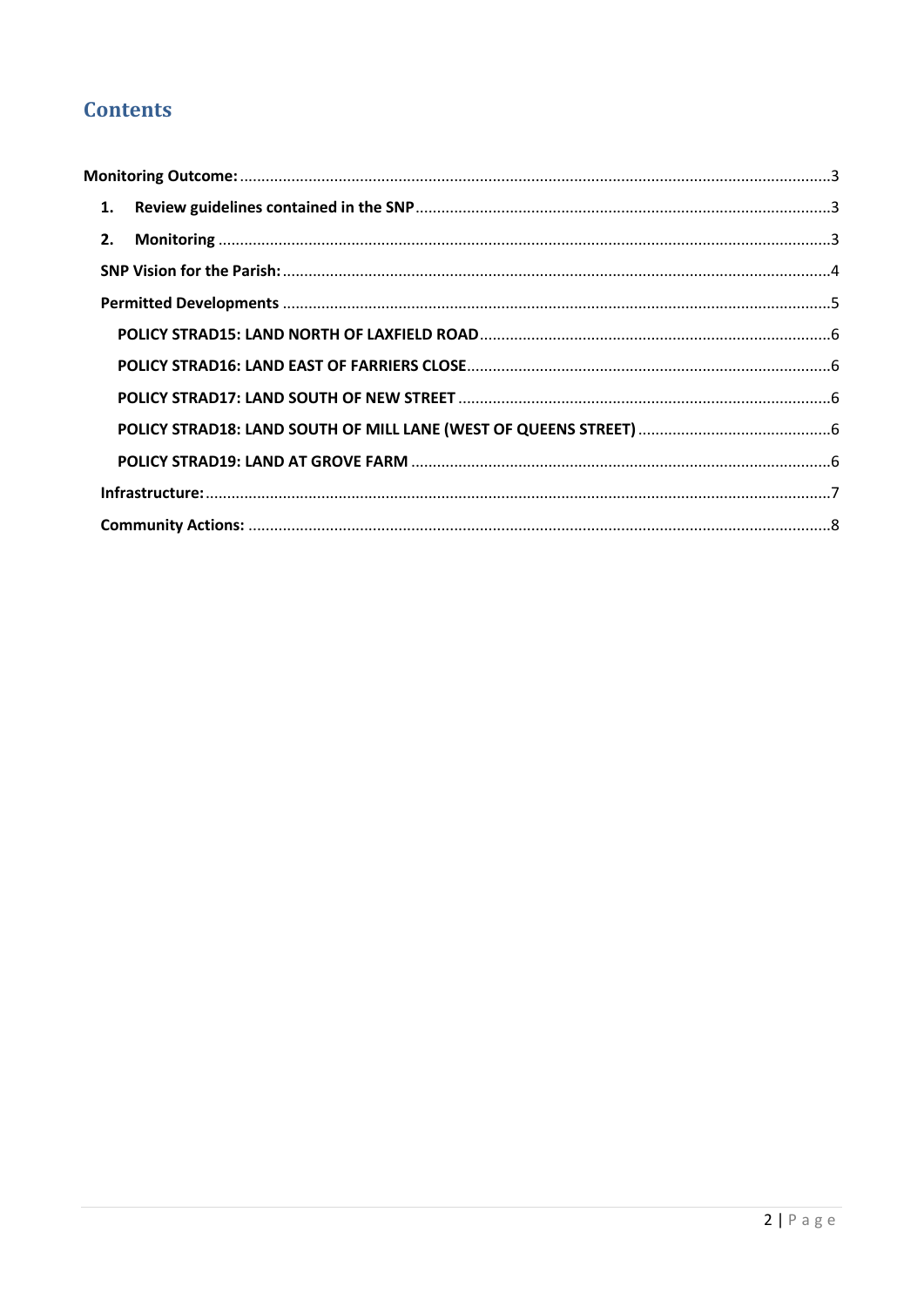# Contents

Monitoring Outcome: ........................................................................................................................ 3

1. Review guidelines contained in the SNP ........................................................................................ 3
2. Monitoring ..................................................................................................................................... 3

SNP Vision for the Parish: ........................................................................................................................ 4

Permitted Developments ........................................................................................................................ 5

POLICY STRAD15: LAND NORTH OF LAXFIELD ROAD ........................................................................ 6

POLICY STRAD16: LAND EAST OF FARRIERS CLOSE ........................................................................... 6

POLICY STRAD17: LAND SOUTH OF NEW STREET .............................................................................. 6

POLICY STRAD18: LAND SOUTH OF MILL LANE (WEST OF QUEENS STREET) .................................... 6

POLICY STRAD19: LAND AT GROVE FARM ......................................................................................... 6

Infrastructure: ........................................................................................................................................ 7

Community Actions: ............................................................................................................................... 8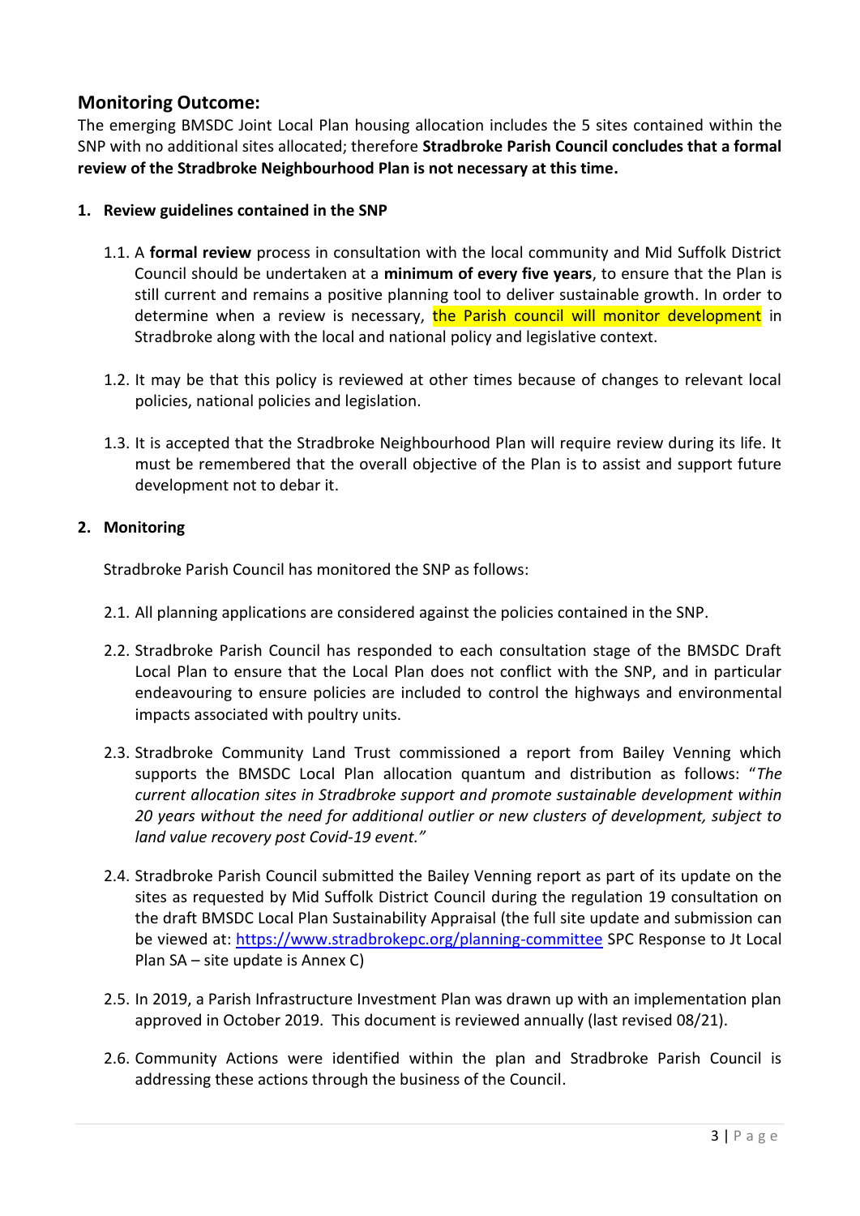## Monitoring Outcome:

The emerging BMSDC Joint Local Plan housing allocation includes the 5 sites contained within the SNP with no additional sites allocated; therefore **Stradbroke Parish Council concludes that a formal review of the Stradbroke Neighbourhood Plan is not necessary at this time.**

1. **Review guidelines contained in the SNP**

   1.1. A **formal review** process in consultation with the local community and Mid Suffolk District Council should be undertaken at a **minimum of every five years**, to ensure that the Plan is still current and remains a positive planning tool to deliver sustainable growth. In order to determine when a review is necessary, the Parish council will monitor development in Stradbroke along with the local and national policy and legislative context.

   1.2. It may be that this policy is reviewed at other times because of changes to relevant local policies, national policies and legislation.

   1.3. It is accepted that the Stradbroke Neighbourhood Plan will require review during its life. It must be remembered that the overall objective of the Plan is to assist and support future development not to debar it.

2. **Monitoring**

   Stradbroke Parish Council has monitored the SNP as follows:

   2.1. All planning applications are considered against the policies contained in the SNP.

   2.2. Stradbroke Parish Council has responded to each consultation stage of the BMSDC Draft Local Plan to ensure that the Local Plan does not conflict with the SNP, and in particular endeavouring to ensure policies are included to control the highways and environmental impacts associated with poultry units.

   2.3. Stradbroke Community Land Trust commissioned a report from Bailey Venning which supports the BMSDC Local Plan allocation quantum and distribution as follows: "*The current allocation sites in Stradbroke support and promote sustainable development within 20 years without the need for additional outlier or new clusters of development, subject to land value recovery post Covid-19 event.*"

   2.4. Stradbroke Parish Council submitted the Bailey Venning report as part of its update on the sites as requested by Mid Suffolk District Council during the regulation 19 consultation on the draft BMSDC Local Plan Sustainability Appraisal (the full site update and submission can be viewed at: https://www.stradbrokepc.org/planning-committee SPC Response to Jt Local Plan SA – site update is Annex C)

   2.5. In 2019, a Parish Infrastructure Investment Plan was drawn up with an implementation plan approved in October 2019. This document is reviewed annually (last revised 08/21).

   2.6. Community Actions were identified within the plan and Stradbroke Parish Council is addressing these actions through the business of the Council.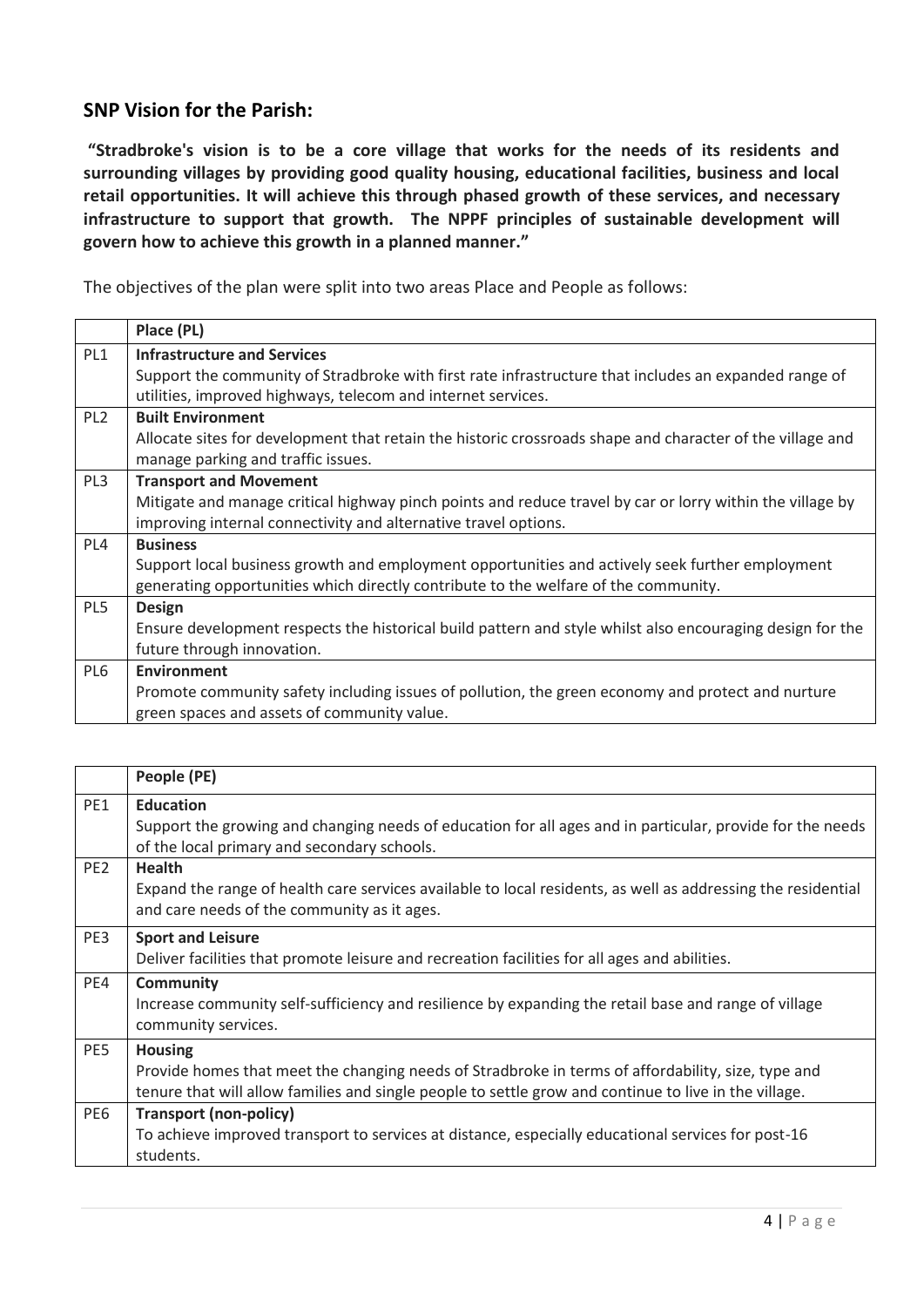## SNP Vision for the Parish:

**"Stradbroke's vision is to be a core village that works for the needs of its residents and surrounding villages by providing good quality housing, educational facilities, business and local retail opportunities. It will achieve this through phased growth of these services, and necessary infrastructure to support that growth. The NPPF principles of sustainable development will govern how to achieve this growth in a planned manner."**

The objectives of the plan were split into two areas Place and People as follows:

| | **Place (PL)** |
|---|---|
| PL1 | **Infrastructure and Services**<br>Support the community of Stradbroke with first rate infrastructure that includes an expanded range of utilities, improved highways, telecom and internet services. |
| PL2 | **Built Environment**<br>Allocate sites for development that retain the historic crossroads shape and character of the village and manage parking and traffic issues. |
| PL3 | **Transport and Movement**<br>Mitigate and manage critical highway pinch points and reduce travel by car or lorry within the village by improving internal connectivity and alternative travel options. |
| PL4 | **Business**<br>Support local business growth and employment opportunities and actively seek further employment generating opportunities which directly contribute to the welfare of the community. |
| PL5 | **Design**<br>Ensure development respects the historical build pattern and style whilst also encouraging design for the future through innovation. |
| PL6 | **Environment**<br>Promote community safety including issues of pollution, the green economy and protect and nurture green spaces and assets of community value. |

| | **People (PE)** |
|---|---|
| PE1 | **Education**<br>Support the growing and changing needs of education for all ages and in particular, provide for the needs of the local primary and secondary schools. |
| PE2 | **Health**<br>Expand the range of health care services available to local residents, as well as addressing the residential and care needs of the community as it ages. |
| PE3 | **Sport and Leisure**<br>Deliver facilities that promote leisure and recreation facilities for all ages and abilities. |
| PE4 | **Community**<br>Increase community self-sufficiency and resilience by expanding the retail base and range of village community services. |
| PE5 | **Housing**<br>Provide homes that meet the changing needs of Stradbroke in terms of affordability, size, type and tenure that will allow families and single people to settle grow and continue to live in the village. |
| PE6 | **Transport (non-policy)**<br>To achieve improved transport to services at distance, especially educational services for post-16 students. |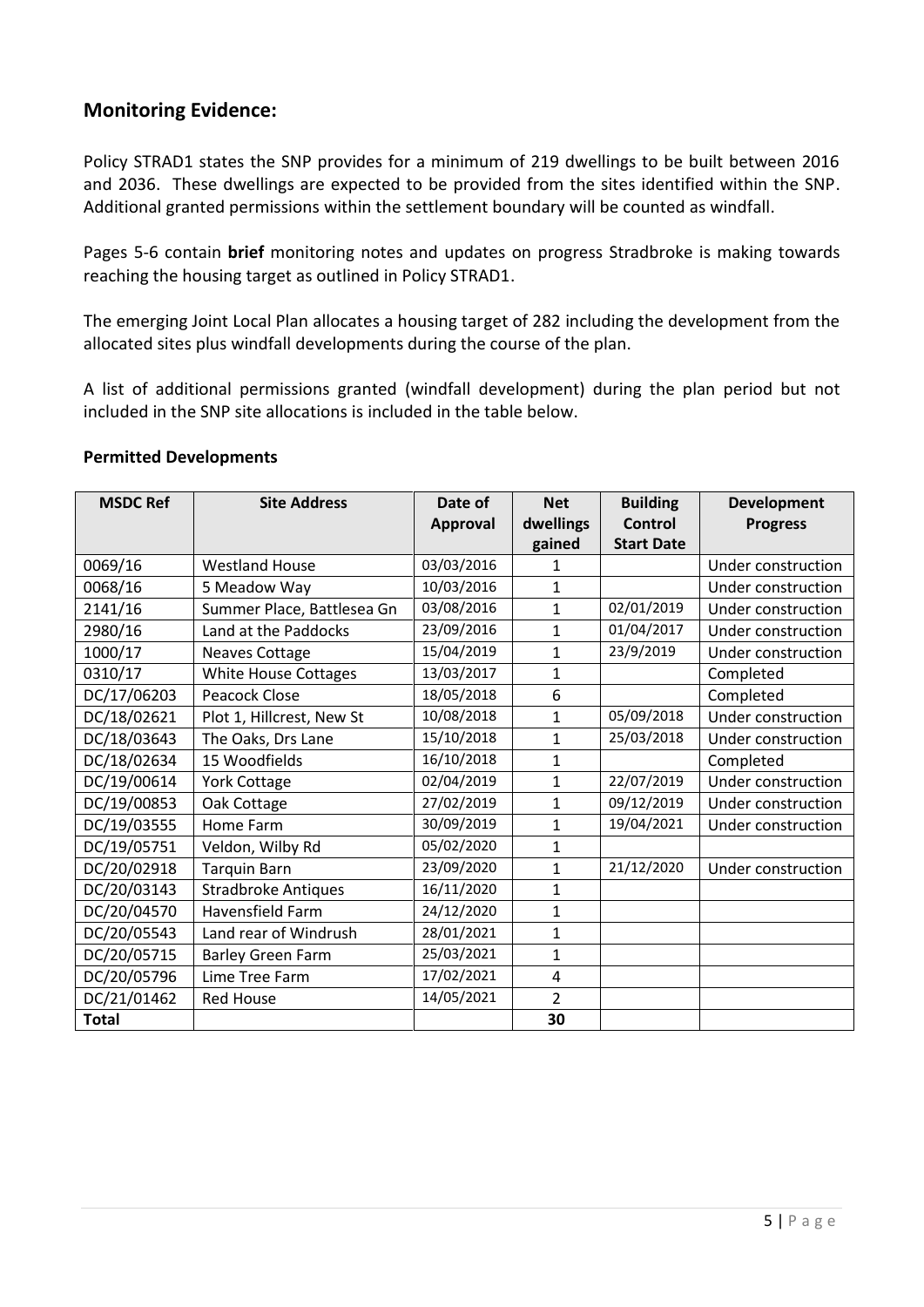## Monitoring Evidence:

Policy STRAD1 states the SNP provides for a minimum of 219 dwellings to be built between 2016 and 2036. These dwellings are expected to be provided from the sites identified within the SNP. Additional granted permissions within the settlement boundary will be counted as windfall.

Pages 5-6 contain **brief** monitoring notes and updates on progress Stradbroke is making towards reaching the housing target as outlined in Policy STRAD1.

The emerging Joint Local Plan allocates a housing target of 282 including the development from the allocated sites plus windfall developments during the course of the plan.

A list of additional permissions granted (windfall development) during the plan period but not included in the SNP site allocations is included in the table below.

**Permitted Developments**

| MSDC Ref | Site Address | Date of Approval | Net dwellings gained | Building Control Start Date | Development Progress |
|---|---|---|---|---|---|
| 0069/16 | Westland House | 03/03/2016 | 1 | | Under construction |
| 0068/16 | 5 Meadow Way | 10/03/2016 | 1 | | Under construction |
| 2141/16 | Summer Place, Battlesea Gn | 03/08/2016 | 1 | 02/01/2019 | Under construction |
| 2980/16 | Land at the Paddocks | 23/09/2016 | 1 | 01/04/2017 | Under construction |
| 1000/17 | Neaves Cottage | 15/04/2019 | 1 | 23/9/2019 | Under construction |
| 0310/17 | White House Cottages | 13/03/2017 | 1 | | Completed |
| DC/17/06203 | Peacock Close | 18/05/2018 | 6 | | Completed |
| DC/18/02621 | Plot 1, Hillcrest, New St | 10/08/2018 | 1 | 05/09/2018 | Under construction |
| DC/18/03643 | The Oaks, Drs Lane | 15/10/2018 | 1 | 25/03/2018 | Under construction |
| DC/18/02634 | 15 Woodfields | 16/10/2018 | 1 | | Completed |
| DC/19/00614 | York Cottage | 02/04/2019 | 1 | 22/07/2019 | Under construction |
| DC/19/00853 | Oak Cottage | 27/02/2019 | 1 | 09/12/2019 | Under construction |
| DC/19/03555 | Home Farm | 30/09/2019 | 1 | 19/04/2021 | Under construction |
| DC/19/05751 | Veldon, Wilby Rd | 05/02/2020 | 1 | | |
| DC/20/02918 | Tarquin Barn | 23/09/2020 | 1 | 21/12/2020 | Under construction |
| DC/20/03143 | Stradbroke Antiques | 16/11/2020 | 1 | | |
| DC/20/04570 | Havensfield Farm | 24/12/2020 | 1 | | |
| DC/20/05543 | Land rear of Windrush | 28/01/2021 | 1 | | |
| DC/20/05715 | Barley Green Farm | 25/03/2021 | 1 | | |
| DC/20/05796 | Lime Tree Farm | 17/02/2021 | 4 | | |
| DC/21/01462 | Red House | 14/05/2021 | 2 | | |
| **Total** | | | **30** | | |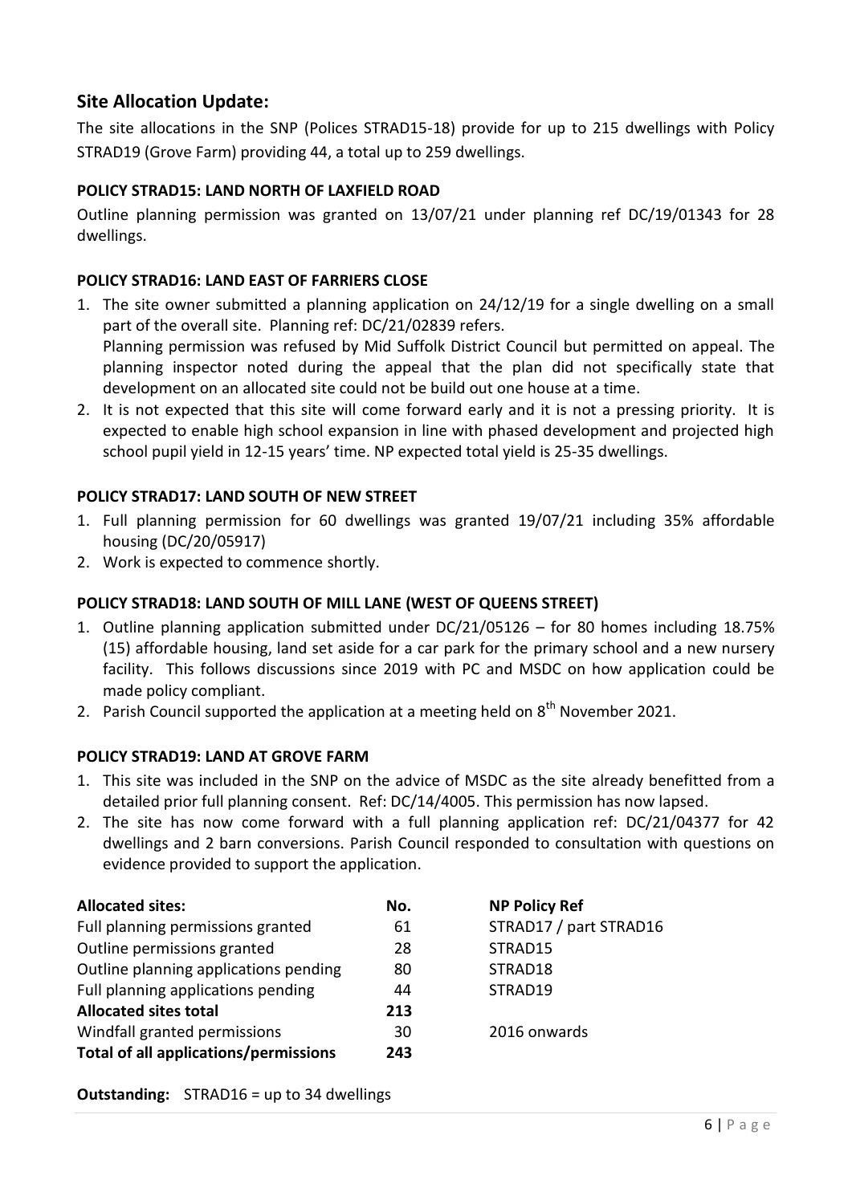## Site Allocation Update:

The site allocations in the SNP (Polices STRAD15-18) provide for up to 215 dwellings with Policy STRAD19 (Grove Farm) providing 44, a total up to 259 dwellings.

### POLICY STRAD15: LAND NORTH OF LAXFIELD ROAD

Outline planning permission was granted on 13/07/21 under planning ref DC/19/01343 for 28 dwellings.

### POLICY STRAD16: LAND EAST OF FARRIERS CLOSE

1. The site owner submitted a planning application on 24/12/19 for a single dwelling on a small part of the overall site. Planning ref: DC/21/02839 refers.
   Planning permission was refused by Mid Suffolk District Council but permitted on appeal. The planning inspector noted during the appeal that the plan did not specifically state that development on an allocated site could not be build out one house at a time.
2. It is not expected that this site will come forward early and it is not a pressing priority. It is expected to enable high school expansion in line with phased development and projected high school pupil yield in 12-15 years' time. NP expected total yield is 25-35 dwellings.

### POLICY STRAD17: LAND SOUTH OF NEW STREET

1. Full planning permission for 60 dwellings was granted 19/07/21 including 35% affordable housing (DC/20/05917)
2. Work is expected to commence shortly.

### POLICY STRAD18: LAND SOUTH OF MILL LANE (WEST OF QUEENS STREET)

1. Outline planning application submitted under DC/21/05126 – for 80 homes including 18.75% (15) affordable housing, land set aside for a car park for the primary school and a new nursery facility. This follows discussions since 2019 with PC and MSDC on how application could be made policy compliant.
2. Parish Council supported the application at a meeting held on 8th November 2021.

### POLICY STRAD19: LAND AT GROVE FARM

1. This site was included in the SNP on the advice of MSDC as the site already benefitted from a detailed prior full planning consent. Ref: DC/14/4005. This permission has now lapsed.
2. The site has now come forward with a full planning application ref: DC/21/04377 for 42 dwellings and 2 barn conversions. Parish Council responded to consultation with questions on evidence provided to support the application.

| **Allocated sites:** | **No.** | **NP Policy Ref** |
|---|---|---|
| Full planning permissions granted | 61 | STRAD17 / part STRAD16 |
| Outline permissions granted | 28 | STRAD15 |
| Outline planning applications pending | 80 | STRAD18 |
| Full planning applications pending | 44 | STRAD19 |
| **Allocated sites total** | **213** | |
| Windfall granted permissions | 30 | 2016 onwards |
| **Total of all applications/permissions** | **243** | |

**Outstanding:** STRAD16 = up to 34 dwellings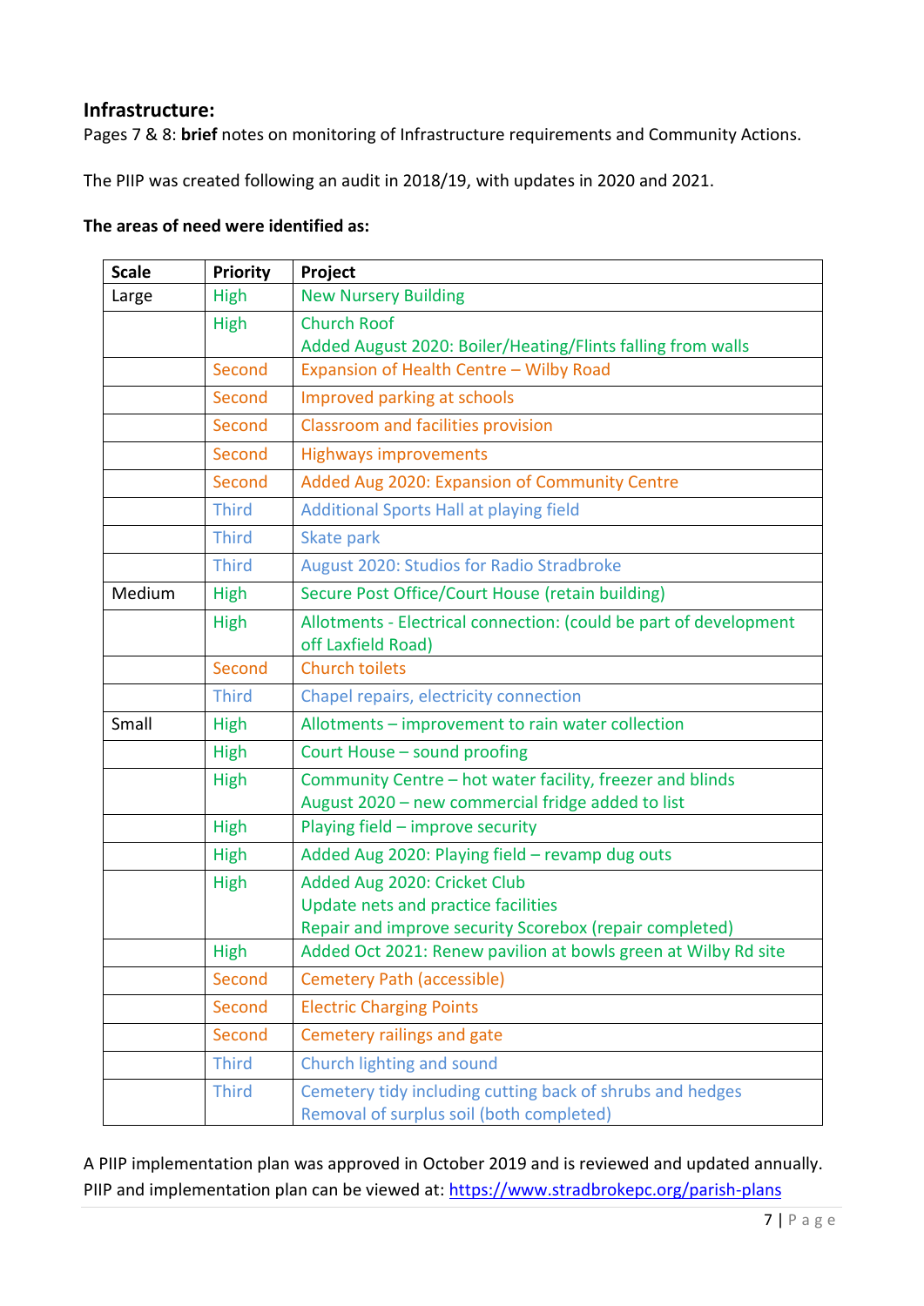## Infrastructure:

Pages 7 & 8: **brief** notes on monitoring of Infrastructure requirements and Community Actions.

The PIIP was created following an audit in 2018/19, with updates in 2020 and 2021.

**The areas of need were identified as:**

| Scale | Priority | Project |
|---|---|---|
| Large | High | New Nursery Building |
| | High | Church Roof<br>Added August 2020: Boiler/Heating/Flints falling from walls |
| | Second | Expansion of Health Centre – Wilby Road |
| | Second | Improved parking at schools |
| | Second | Classroom and facilities provision |
| | Second | Highways improvements |
| | Second | Added Aug 2020: Expansion of Community Centre |
| | Third | Additional Sports Hall at playing field |
| | Third | Skate park |
| | Third | August 2020: Studios for Radio Stradbroke |
| Medium | High | Secure Post Office/Court House (retain building) |
| | High | Allotments - Electrical connection: (could be part of development off Laxfield Road) |
| | Second | Church toilets |
| | Third | Chapel repairs, electricity connection |
| Small | High | Allotments – improvement to rain water collection |
| | High | Court House – sound proofing |
| | High | Community Centre – hot water facility, freezer and blinds<br>August 2020 – new commercial fridge added to list |
| | High | Playing field – improve security |
| | High | Added Aug 2020: Playing field – revamp dug outs |
| | High | Added Aug 2020: Cricket Club<br>Update nets and practice facilities<br>Repair and improve security Scorebox (repair completed) |
| | High | Added Oct 2021: Renew pavilion at bowls green at Wilby Rd site |
| | Second | Cemetery Path (accessible) |
| | Second | Electric Charging Points |
| | Second | Cemetery railings and gate |
| | Third | Church lighting and sound |
| | Third | Cemetery tidy including cutting back of shrubs and hedges<br>Removal of surplus soil (both completed) |

A PIIP implementation plan was approved in October 2019 and is reviewed and updated annually. PIIP and implementation plan can be viewed at: https://www.stradbrokepc.org/parish-plans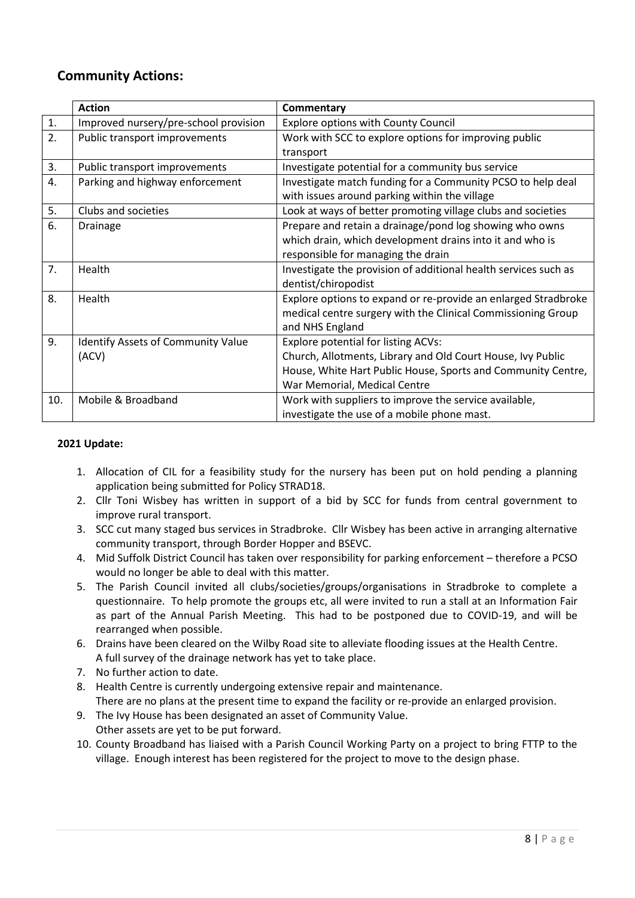## Community Actions:

| | Action | Commentary |
|---|---|---|
| 1. | Improved nursery/pre-school provision | Explore options with County Council |
| 2. | Public transport improvements | Work with SCC to explore options for improving public transport |
| 3. | Public transport improvements | Investigate potential for a community bus service |
| 4. | Parking and highway enforcement | Investigate match funding for a Community PCSO to help deal with issues around parking within the village |
| 5. | Clubs and societies | Look at ways of better promoting village clubs and societies |
| 6. | Drainage | Prepare and retain a drainage/pond log showing who owns which drain, which development drains into it and who is responsible for managing the drain |
| 7. | Health | Investigate the provision of additional health services such as dentist/chiropodist |
| 8. | Health | Explore options to expand or re-provide an enlarged Stradbroke medical centre surgery with the Clinical Commissioning Group and NHS England |
| 9. | Identify Assets of Community Value (ACV) | Explore potential for listing ACVs: Church, Allotments, Library and Old Court House, Ivy Public House, White Hart Public House, Sports and Community Centre, War Memorial, Medical Centre |
| 10. | Mobile & Broadband | Work with suppliers to improve the service available, investigate the use of a mobile phone mast. |

**2021 Update:**

1. Allocation of CIL for a feasibility study for the nursery has been put on hold pending a planning application being submitted for Policy STRAD18.
2. Cllr Toni Wisbey has written in support of a bid by SCC for funds from central government to improve rural transport.
3. SCC cut many staged bus services in Stradbroke. Cllr Wisbey has been active in arranging alternative community transport, through Border Hopper and BSEVC.
4. Mid Suffolk District Council has taken over responsibility for parking enforcement – therefore a PCSO would no longer be able to deal with this matter.
5. The Parish Council invited all clubs/societies/groups/organisations in Stradbroke to complete a questionnaire. To help promote the groups etc, all were invited to run a stall at an Information Fair as part of the Annual Parish Meeting. This had to be postponed due to COVID-19, and will be rearranged when possible.
6. Drains have been cleared on the Wilby Road site to alleviate flooding issues at the Health Centre. A full survey of the drainage network has yet to take place.
7. No further action to date.
8. Health Centre is currently undergoing extensive repair and maintenance. There are no plans at the present time to expand the facility or re-provide an enlarged provision.
9. The Ivy House has been designated an asset of Community Value. Other assets are yet to be put forward.
10. County Broadband has liaised with a Parish Council Working Party on a project to bring FTTP to the village. Enough interest has been registered for the project to move to the design phase.